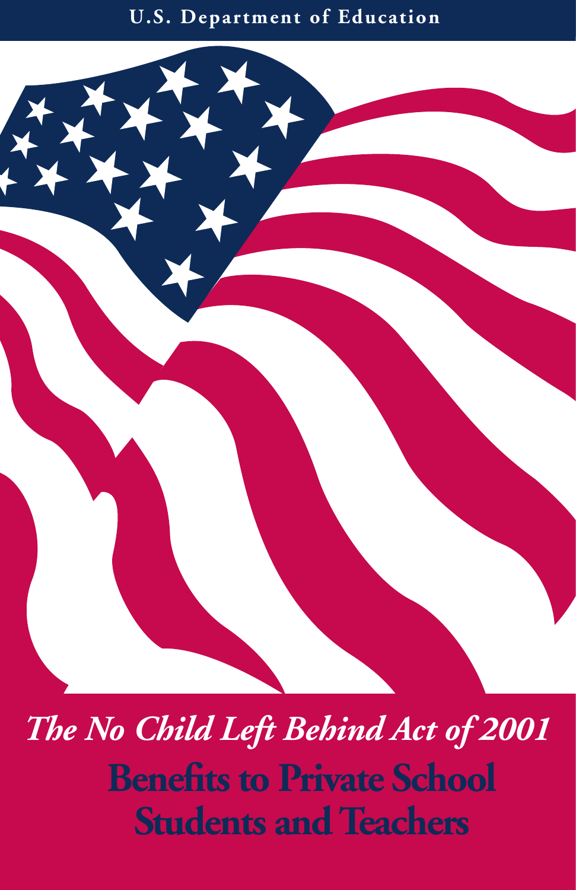U.S. Department of Education

*The No Child Left Behind Act of 2001*

# Benefits to Private School Students and Teachers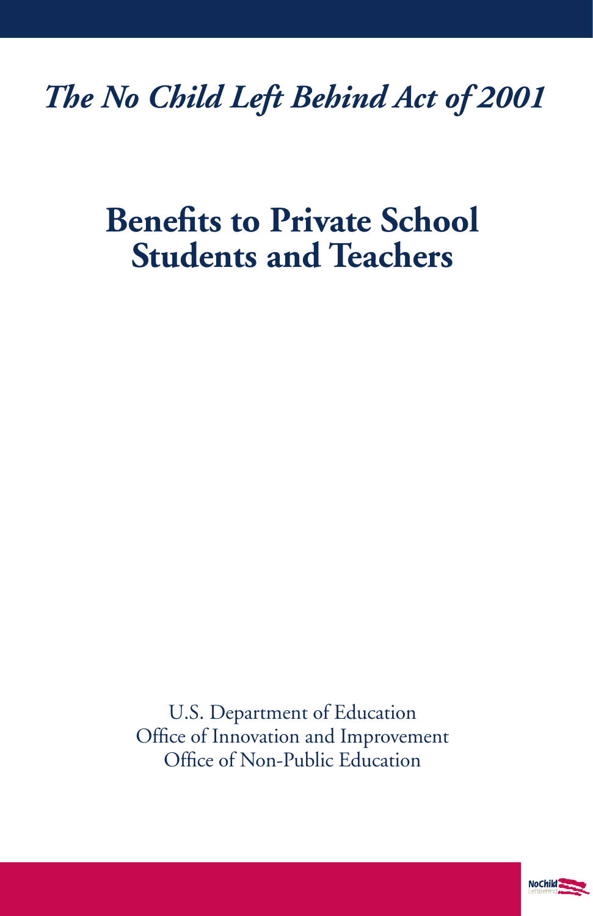*The No Child Left Behind Act of 2001*

# Benefits to Private School Students and Teachers

U.S. Department of Education
Office of Innovation and Improvement
Office of Non-Public Education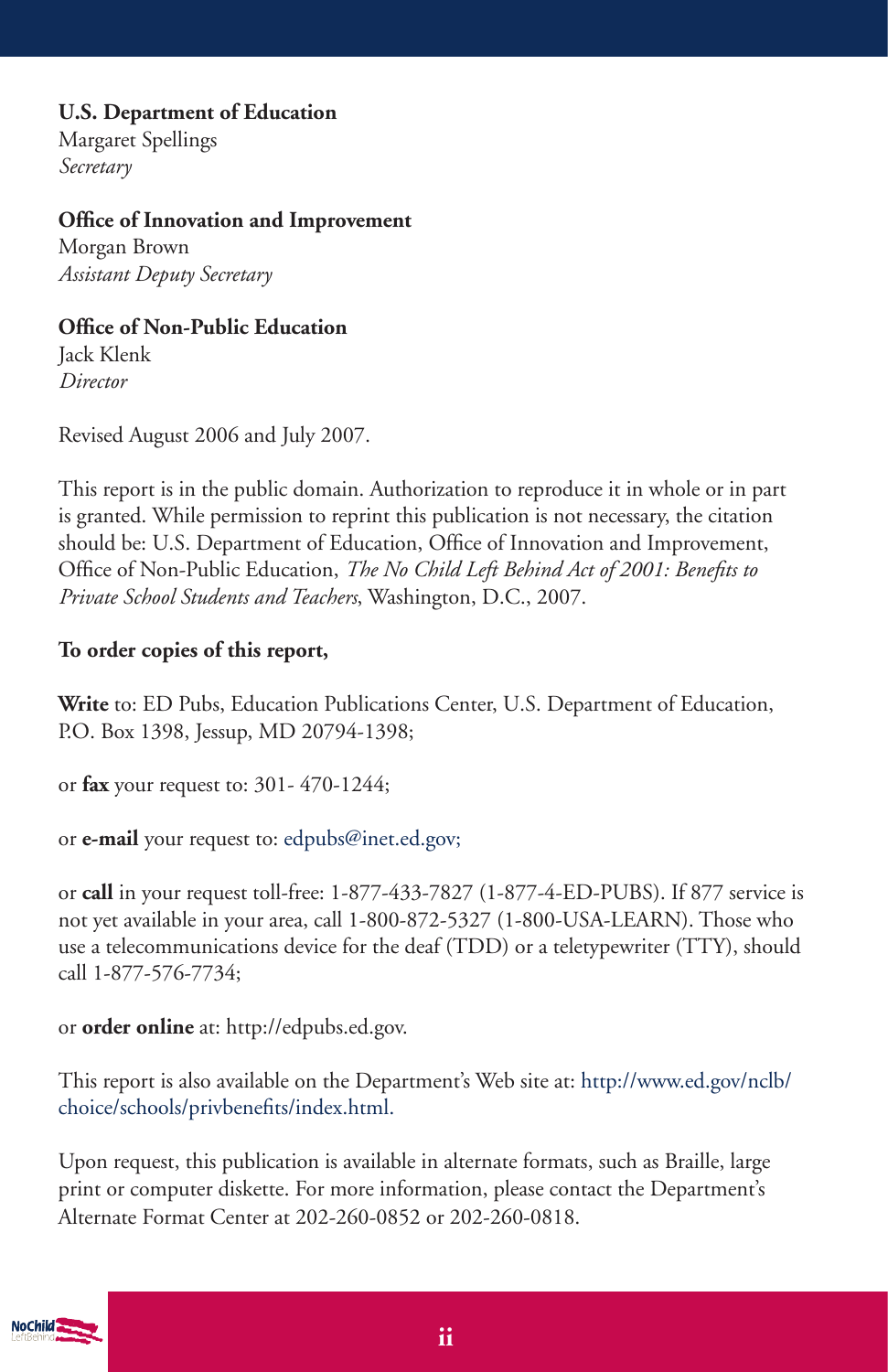**U.S. Department of Education**
Margaret Spellings
*Secretary*

**Office of Innovation and Improvement**
Morgan Brown
*Assistant Deputy Secretary*

**Office of Non-Public Education**
Jack Klenk
*Director*

Revised August 2006 and July 2007.

This report is in the public domain. Authorization to reproduce it in whole or in part is granted. While permission to reprint this publication is not necessary, the citation should be: U.S. Department of Education, Office of Innovation and Improvement, Office of Non-Public Education, *The No Child Left Behind Act of 2001: Benefits to Private School Students and Teachers*, Washington, D.C., 2007.

**To order copies of this report,**

**Write** to: ED Pubs, Education Publications Center, U.S. Department of Education, P.O. Box 1398, Jessup, MD 20794-1398;

or **fax** your request to: 301- 470-1244;

or **e-mail** your request to: edpubs@inet.ed.gov;

or **call** in your request toll-free: 1-877-433-7827 (1-877-4-ED-PUBS). If 877 service is not yet available in your area, call 1-800-872-5327 (1-800-USA-LEARN). Those who use a telecommunications device for the deaf (TDD) or a teletypewriter (TTY), should call 1-877-576-7734;

or **order online** at: http://edpubs.ed.gov.

This report is also available on the Department's Web site at: http://www.ed.gov/nclb/choice/schools/privbenefits/index.html.

Upon request, this publication is available in alternate formats, such as Braille, large print or computer diskette. For more information, please contact the Department's Alternate Format Center at 202-260-0852 or 202-260-0818.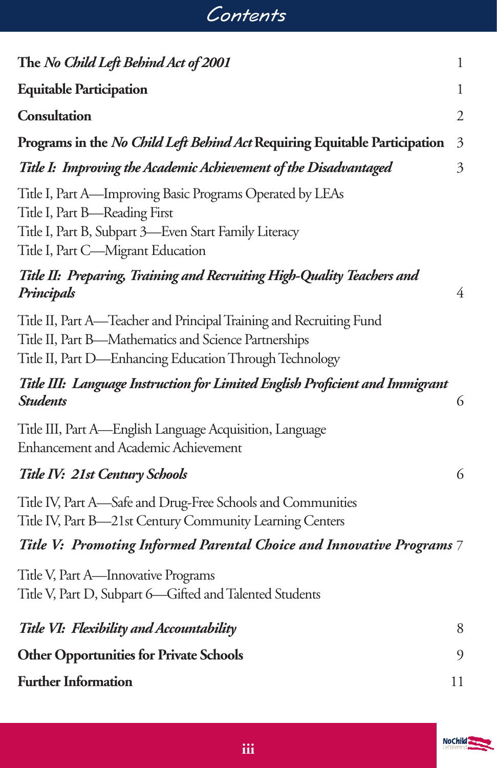# Contents

| | |
|---|---|
| **The *No Child Left Behind Act of 2001*** | 1 |
| **Equitable Participation** | 1 |
| **Consultation** | 2 |
| **Programs in the *No Child Left Behind Act* Requiring Equitable Participation** | 3 |
| ***Title I: Improving the Academic Achievement of the Disadvantaged*** | 3 |
| Title I, Part A—Improving Basic Programs Operated by LEAs<br>Title I, Part B—Reading First<br>Title I, Part B, Subpart 3—Even Start Family Literacy<br>Title I, Part C—Migrant Education | |
| ***Title II: Preparing, Training and Recruiting High-Quality Teachers and Principals*** | 4 |
| Title II, Part A—Teacher and Principal Training and Recruiting Fund<br>Title II, Part B—Mathematics and Science Partnerships<br>Title II, Part D—Enhancing Education Through Technology | |
| ***Title III: Language Instruction for Limited English Proficient and Immigrant Students*** | 6 |
| Title III, Part A—English Language Acquisition, Language Enhancement and Academic Achievement | |
| ***Title IV: 21st Century Schools*** | 6 |
| Title IV, Part A—Safe and Drug-Free Schools and Communities<br>Title IV, Part B—21st Century Community Learning Centers | |
| ***Title V: Promoting Informed Parental Choice and Innovative Programs*** | 7 |
| Title V, Part A—Innovative Programs<br>Title V, Part D, Subpart 6—Gifted and Talented Students | |
| ***Title VI: Flexibility and Accountability*** | 8 |
| **Other Opportunities for Private Schools** | 9 |
| **Further Information** | 11 |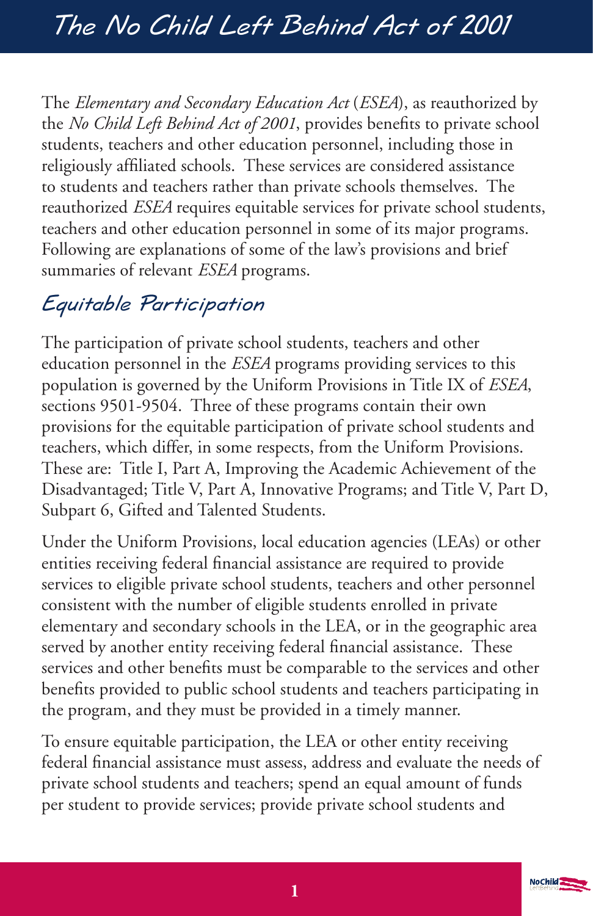# The No Child Left Behind Act of 2001

The *Elementary and Secondary Education Act* (*ESEA*), as reauthorized by the *No Child Left Behind Act of 2001*, provides benefits to private school students, teachers and other education personnel, including those in religiously affiliated schools. These services are considered assistance to students and teachers rather than private schools themselves. The reauthorized *ESEA* requires equitable services for private school students, teachers and other education personnel in some of its major programs. Following are explanations of some of the law's provisions and brief summaries of relevant *ESEA* programs.

## Equitable Participation

The participation of private school students, teachers and other education personnel in the *ESEA* programs providing services to this population is governed by the Uniform Provisions in Title IX of *ESEA*, sections 9501-9504. Three of these programs contain their own provisions for the equitable participation of private school students and teachers, which differ, in some respects, from the Uniform Provisions. These are: Title I, Part A, Improving the Academic Achievement of the Disadvantaged; Title V, Part A, Innovative Programs; and Title V, Part D, Subpart 6, Gifted and Talented Students.

Under the Uniform Provisions, local education agencies (LEAs) or other entities receiving federal financial assistance are required to provide services to eligible private school students, teachers and other personnel consistent with the number of eligible students enrolled in private elementary and secondary schools in the LEA, or in the geographic area served by another entity receiving federal financial assistance. These services and other benefits must be comparable to the services and other benefits provided to public school students and teachers participating in the program, and they must be provided in a timely manner.

To ensure equitable participation, the LEA or other entity receiving federal financial assistance must assess, address and evaluate the needs of private school students and teachers; spend an equal amount of funds per student to provide services; provide private school students and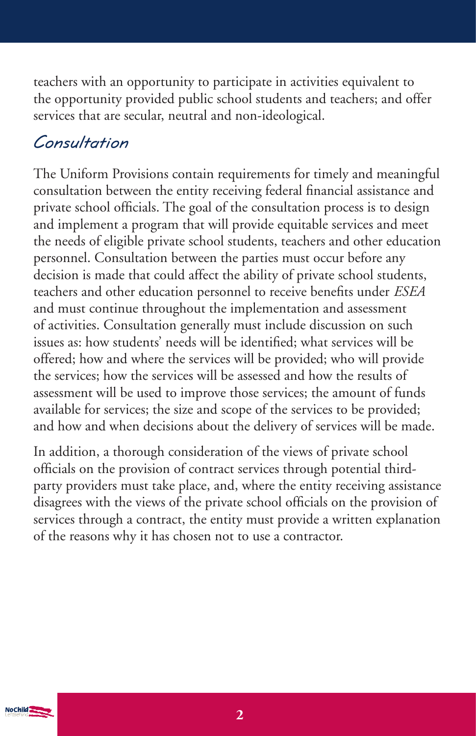teachers with an opportunity to participate in activities equivalent to the opportunity provided public school students and teachers; and offer services that are secular, neutral and non-ideological.

## *Consultation*

The Uniform Provisions contain requirements for timely and meaningful consultation between the entity receiving federal financial assistance and private school officials. The goal of the consultation process is to design and implement a program that will provide equitable services and meet the needs of eligible private school students, teachers and other education personnel. Consultation between the parties must occur before any decision is made that could affect the ability of private school students, teachers and other education personnel to receive benefits under *ESEA* and must continue throughout the implementation and assessment of activities. Consultation generally must include discussion on such issues as: how students' needs will be identified; what services will be offered; how and where the services will be provided; who will provide the services; how the services will be assessed and how the results of assessment will be used to improve those services; the amount of funds available for services; the size and scope of the services to be provided; and how and when decisions about the delivery of services will be made.

In addition, a thorough consideration of the views of private school officials on the provision of contract services through potential third-party providers must take place, and, where the entity receiving assistance disagrees with the views of the private school officials on the provision of services through a contract, the entity must provide a written explanation of the reasons why it has chosen not to use a contractor.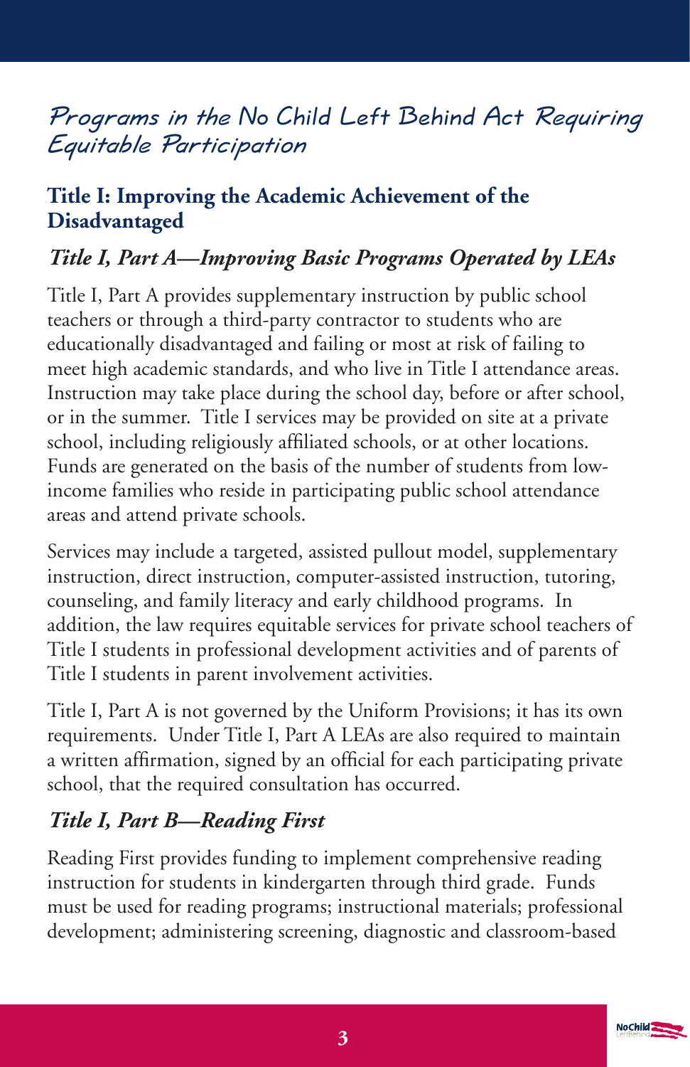## Programs in the No Child Left Behind Act Requiring Equitable Participation

### Title I: Improving the Academic Achievement of the Disadvantaged

#### *Title I, Part A—Improving Basic Programs Operated by LEAs*

Title I, Part A provides supplementary instruction by public school teachers or through a third-party contractor to students who are educationally disadvantaged and failing or most at risk of failing to meet high academic standards, and who live in Title I attendance areas. Instruction may take place during the school day, before or after school, or in the summer. Title I services may be provided on site at a private school, including religiously affiliated schools, or at other locations. Funds are generated on the basis of the number of students from low-income families who reside in participating public school attendance areas and attend private schools.

Services may include a targeted, assisted pullout model, supplementary instruction, direct instruction, computer-assisted instruction, tutoring, counseling, and family literacy and early childhood programs. In addition, the law requires equitable services for private school teachers of Title I students in professional development activities and of parents of Title I students in parent involvement activities.

Title I, Part A is not governed by the Uniform Provisions; it has its own requirements. Under Title I, Part A LEAs are also required to maintain a written affirmation, signed by an official for each participating private school, that the required consultation has occurred.

#### *Title I, Part B—Reading First*

Reading First provides funding to implement comprehensive reading instruction for students in kindergarten through third grade. Funds must be used for reading programs; instructional materials; professional development; administering screening, diagnostic and classroom-based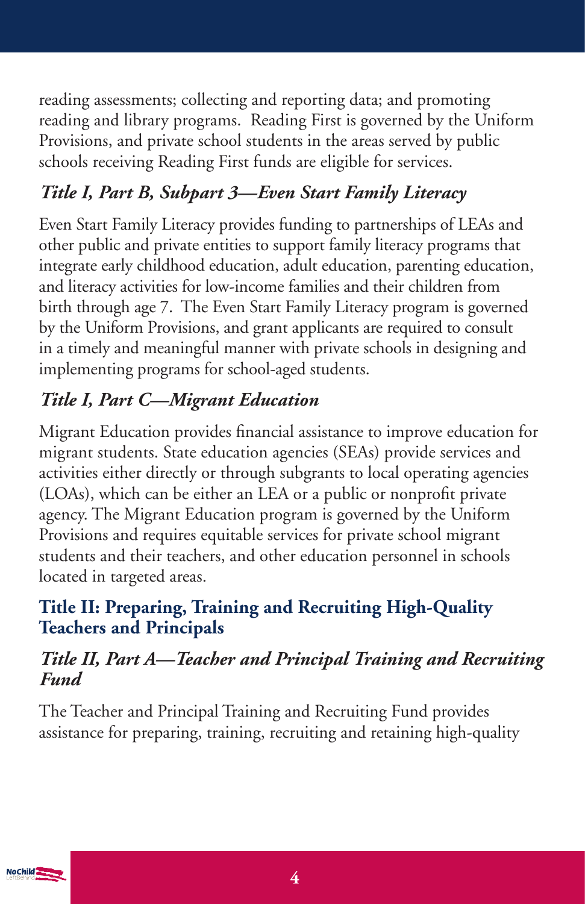reading assessments; collecting and reporting data; and promoting reading and library programs. Reading First is governed by the Uniform Provisions, and private school students in the areas served by public schools receiving Reading First funds are eligible for services.

### *Title I, Part B, Subpart 3—Even Start Family Literacy*

Even Start Family Literacy provides funding to partnerships of LEAs and other public and private entities to support family literacy programs that integrate early childhood education, adult education, parenting education, and literacy activities for low-income families and their children from birth through age 7. The Even Start Family Literacy program is governed by the Uniform Provisions, and grant applicants are required to consult in a timely and meaningful manner with private schools in designing and implementing programs for school-aged students.

### *Title I, Part C—Migrant Education*

Migrant Education provides financial assistance to improve education for migrant students. State education agencies (SEAs) provide services and activities either directly or through subgrants to local operating agencies (LOAs), which can be either an LEA or a public or nonprofit private agency. The Migrant Education program is governed by the Uniform Provisions and requires equitable services for private school migrant students and their teachers, and other education personnel in schools located in targeted areas.

## Title II: Preparing, Training and Recruiting High-Quality Teachers and Principals

### *Title II, Part A—Teacher and Principal Training and Recruiting Fund*

The Teacher and Principal Training and Recruiting Fund provides assistance for preparing, training, recruiting and retaining high-quality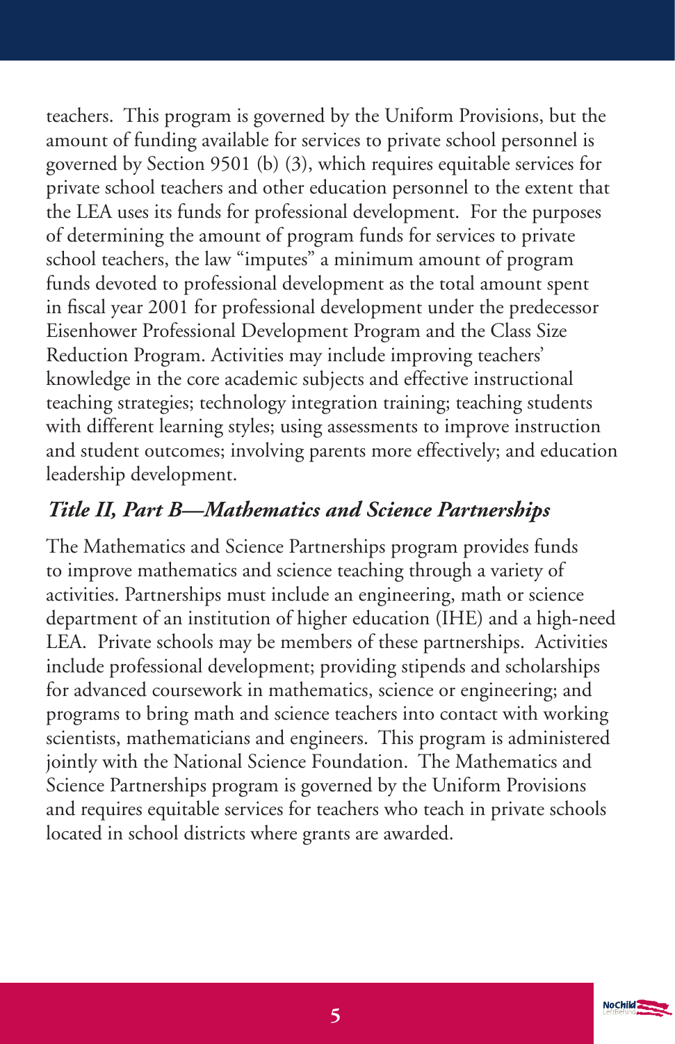teachers. This program is governed by the Uniform Provisions, but the amount of funding available for services to private school personnel is governed by Section 9501 (b) (3), which requires equitable services for private school teachers and other education personnel to the extent that the LEA uses its funds for professional development. For the purposes of determining the amount of program funds for services to private school teachers, the law "imputes" a minimum amount of program funds devoted to professional development as the total amount spent in fiscal year 2001 for professional development under the predecessor Eisenhower Professional Development Program and the Class Size Reduction Program. Activities may include improving teachers' knowledge in the core academic subjects and effective instructional teaching strategies; technology integration training; teaching students with different learning styles; using assessments to improve instruction and student outcomes; involving parents more effectively; and education leadership development.

### *Title II, Part B—Mathematics and Science Partnerships*

The Mathematics and Science Partnerships program provides funds to improve mathematics and science teaching through a variety of activities. Partnerships must include an engineering, math or science department of an institution of higher education (IHE) and a high-need LEA. Private schools may be members of these partnerships. Activities include professional development; providing stipends and scholarships for advanced coursework in mathematics, science or engineering; and programs to bring math and science teachers into contact with working scientists, mathematicians and engineers. This program is administered jointly with the National Science Foundation. The Mathematics and Science Partnerships program is governed by the Uniform Provisions and requires equitable services for teachers who teach in private schools located in school districts where grants are awarded.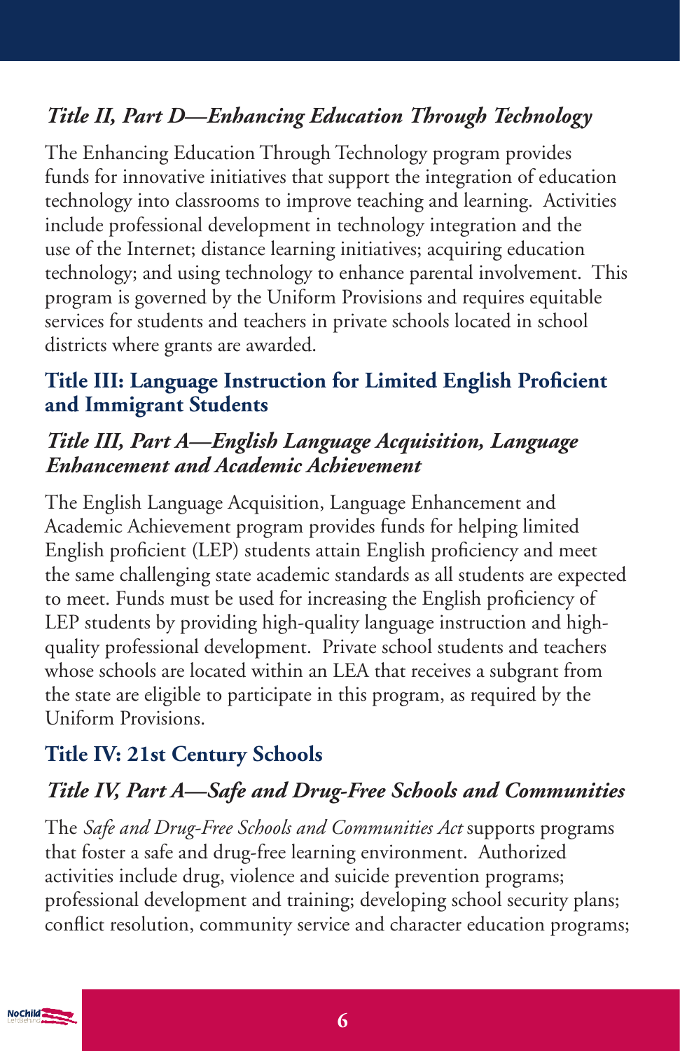### *Title II, Part D—Enhancing Education Through Technology*

The Enhancing Education Through Technology program provides funds for innovative initiatives that support the integration of education technology into classrooms to improve teaching and learning. Activities include professional development in technology integration and the use of the Internet; distance learning initiatives; acquiring education technology; and using technology to enhance parental involvement. This program is governed by the Uniform Provisions and requires equitable services for students and teachers in private schools located in school districts where grants are awarded.

## Title III: Language Instruction for Limited English Proficient and Immigrant Students

### *Title III, Part A—English Language Acquisition, Language Enhancement and Academic Achievement*

The English Language Acquisition, Language Enhancement and Academic Achievement program provides funds for helping limited English proficient (LEP) students attain English proficiency and meet the same challenging state academic standards as all students are expected to meet. Funds must be used for increasing the English proficiency of LEP students by providing high-quality language instruction and high-quality professional development. Private school students and teachers whose schools are located within an LEA that receives a subgrant from the state are eligible to participate in this program, as required by the Uniform Provisions.

## Title IV: 21st Century Schools

### *Title IV, Part A—Safe and Drug-Free Schools and Communities*

The *Safe and Drug-Free Schools and Communities Act* supports programs that foster a safe and drug-free learning environment. Authorized activities include drug, violence and suicide prevention programs; professional development and training; developing school security plans; conflict resolution, community service and character education programs;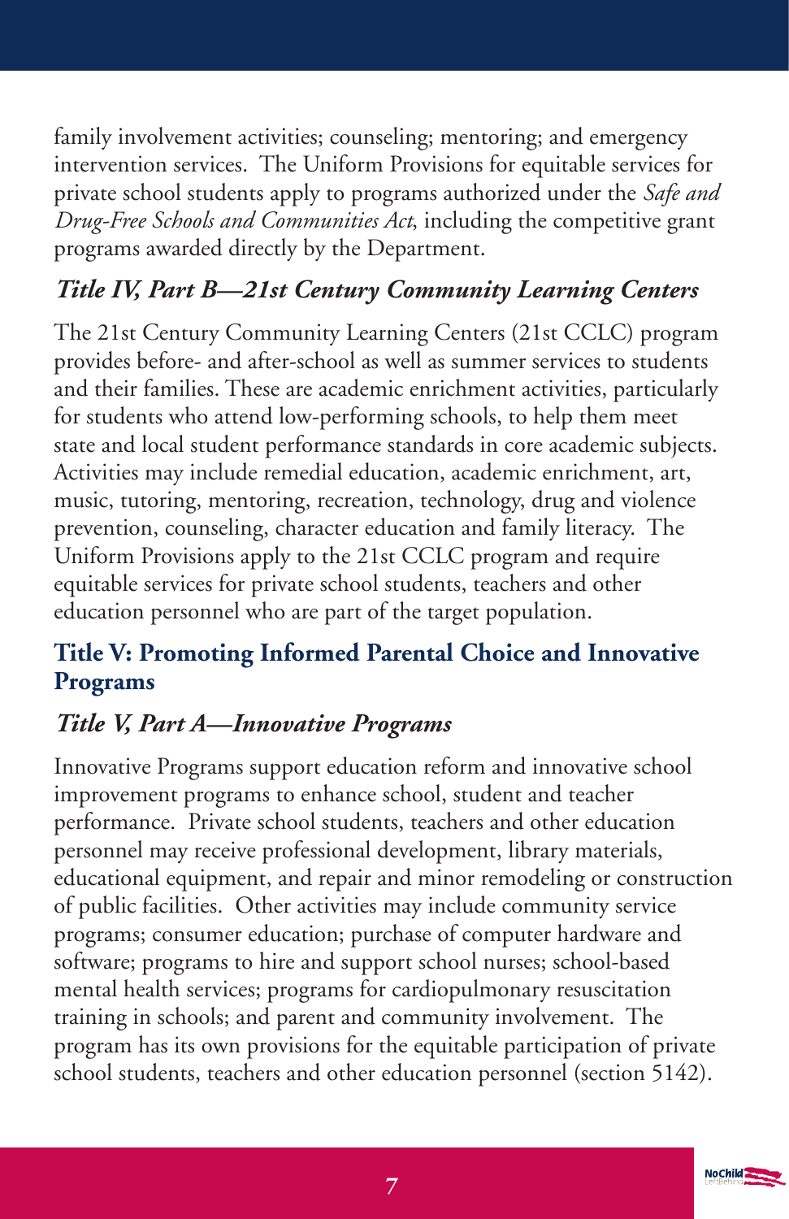family involvement activities; counseling; mentoring; and emergency intervention services. The Uniform Provisions for equitable services for private school students apply to programs authorized under the *Safe and Drug-Free Schools and Communities Act*, including the competitive grant programs awarded directly by the Department.

### *Title IV, Part B—21st Century Community Learning Centers*

The 21st Century Community Learning Centers (21st CCLC) program provides before- and after-school as well as summer services to students and their families. These are academic enrichment activities, particularly for students who attend low-performing schools, to help them meet state and local student performance standards in core academic subjects. Activities may include remedial education, academic enrichment, art, music, tutoring, mentoring, recreation, technology, drug and violence prevention, counseling, character education and family literacy. The Uniform Provisions apply to the 21st CCLC program and require equitable services for private school students, teachers and other education personnel who are part of the target population.

## Title V: Promoting Informed Parental Choice and Innovative Programs

### *Title V, Part A—Innovative Programs*

Innovative Programs support education reform and innovative school improvement programs to enhance school, student and teacher performance. Private school students, teachers and other education personnel may receive professional development, library materials, educational equipment, and repair and minor remodeling or construction of public facilities. Other activities may include community service programs; consumer education; purchase of computer hardware and software; programs to hire and support school nurses; school-based mental health services; programs for cardiopulmonary resuscitation training in schools; and parent and community involvement. The program has its own provisions for the equitable participation of private school students, teachers and other education personnel (section 5142).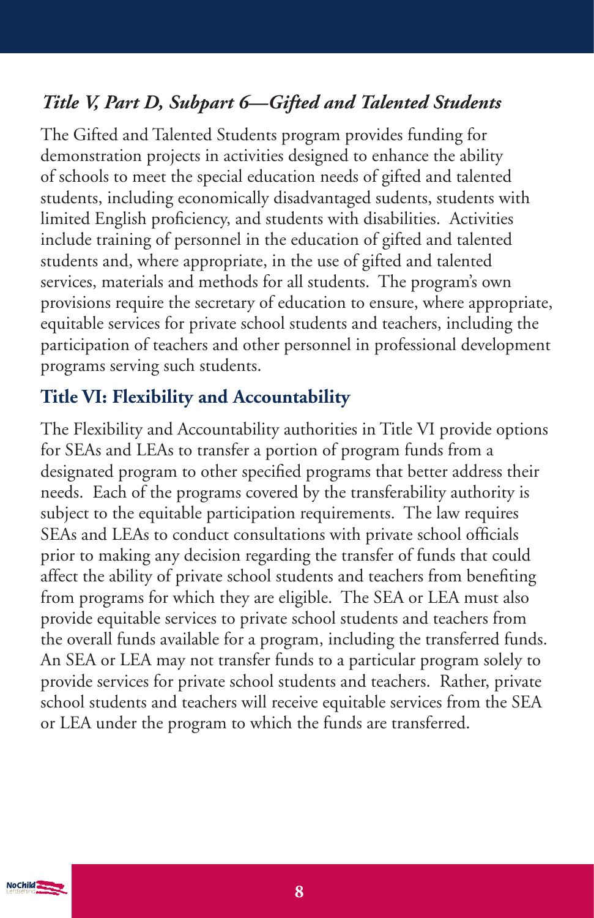### *Title V, Part D, Subpart 6—Gifted and Talented Students*

The Gifted and Talented Students program provides funding for demonstration projects in activities designed to enhance the ability of schools to meet the special education needs of gifted and talented students, including economically disadvantaged sudents, students with limited English proficiency, and students with disabilities. Activities include training of personnel in the education of gifted and talented students and, where appropriate, in the use of gifted and talented services, materials and methods for all students. The program's own provisions require the secretary of education to ensure, where appropriate, equitable services for private school students and teachers, including the participation of teachers and other personnel in professional development programs serving such students.

## Title VI: Flexibility and Accountability

The Flexibility and Accountability authorities in Title VI provide options for SEAs and LEAs to transfer a portion of program funds from a designated program to other specified programs that better address their needs. Each of the programs covered by the transferability authority is subject to the equitable participation requirements. The law requires SEAs and LEAs to conduct consultations with private school officials prior to making any decision regarding the transfer of funds that could affect the ability of private school students and teachers from benefiting from programs for which they are eligible. The SEA or LEA must also provide equitable services to private school students and teachers from the overall funds available for a program, including the transferred funds. An SEA or LEA may not transfer funds to a particular program solely to provide services for private school students and teachers. Rather, private school students and teachers will receive equitable services from the SEA or LEA under the program to which the funds are transferred.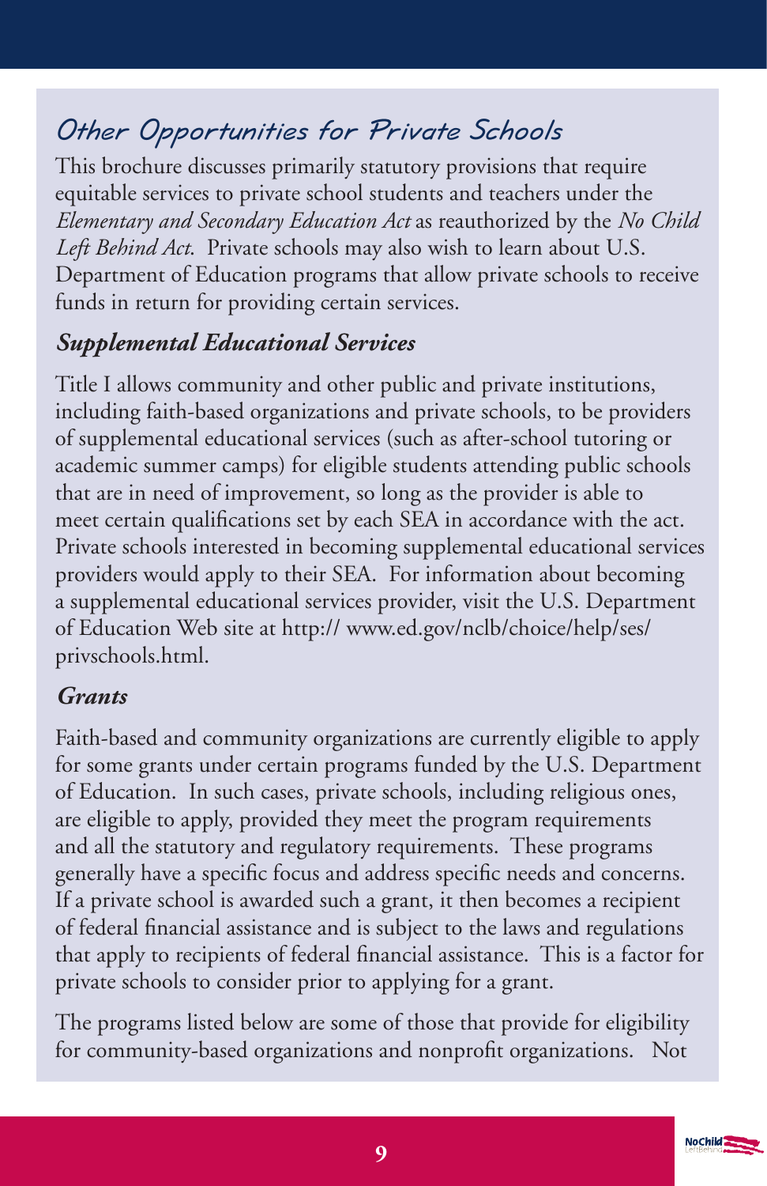## Other Opportunities for Private Schools

This brochure discusses primarily statutory provisions that require equitable services to private school students and teachers under the *Elementary and Secondary Education Act* as reauthorized by the *No Child Left Behind Act*. Private schools may also wish to learn about U.S. Department of Education programs that allow private schools to receive funds in return for providing certain services.

### *Supplemental Educational Services*

Title I allows community and other public and private institutions, including faith-based organizations and private schools, to be providers of supplemental educational services (such as after-school tutoring or academic summer camps) for eligible students attending public schools that are in need of improvement, so long as the provider is able to meet certain qualifications set by each SEA in accordance with the act. Private schools interested in becoming supplemental educational services providers would apply to their SEA. For information about becoming a supplemental educational services provider, visit the U.S. Department of Education Web site at http:// www.ed.gov/nclb/choice/help/ses/privschools.html.

### *Grants*

Faith-based and community organizations are currently eligible to apply for some grants under certain programs funded by the U.S. Department of Education. In such cases, private schools, including religious ones, are eligible to apply, provided they meet the program requirements and all the statutory and regulatory requirements. These programs generally have a specific focus and address specific needs and concerns. If a private school is awarded such a grant, it then becomes a recipient of federal financial assistance and is subject to the laws and regulations that apply to recipients of federal financial assistance. This is a factor for private schools to consider prior to applying for a grant.

The programs listed below are some of those that provide for eligibility for community-based organizations and nonprofit organizations. Not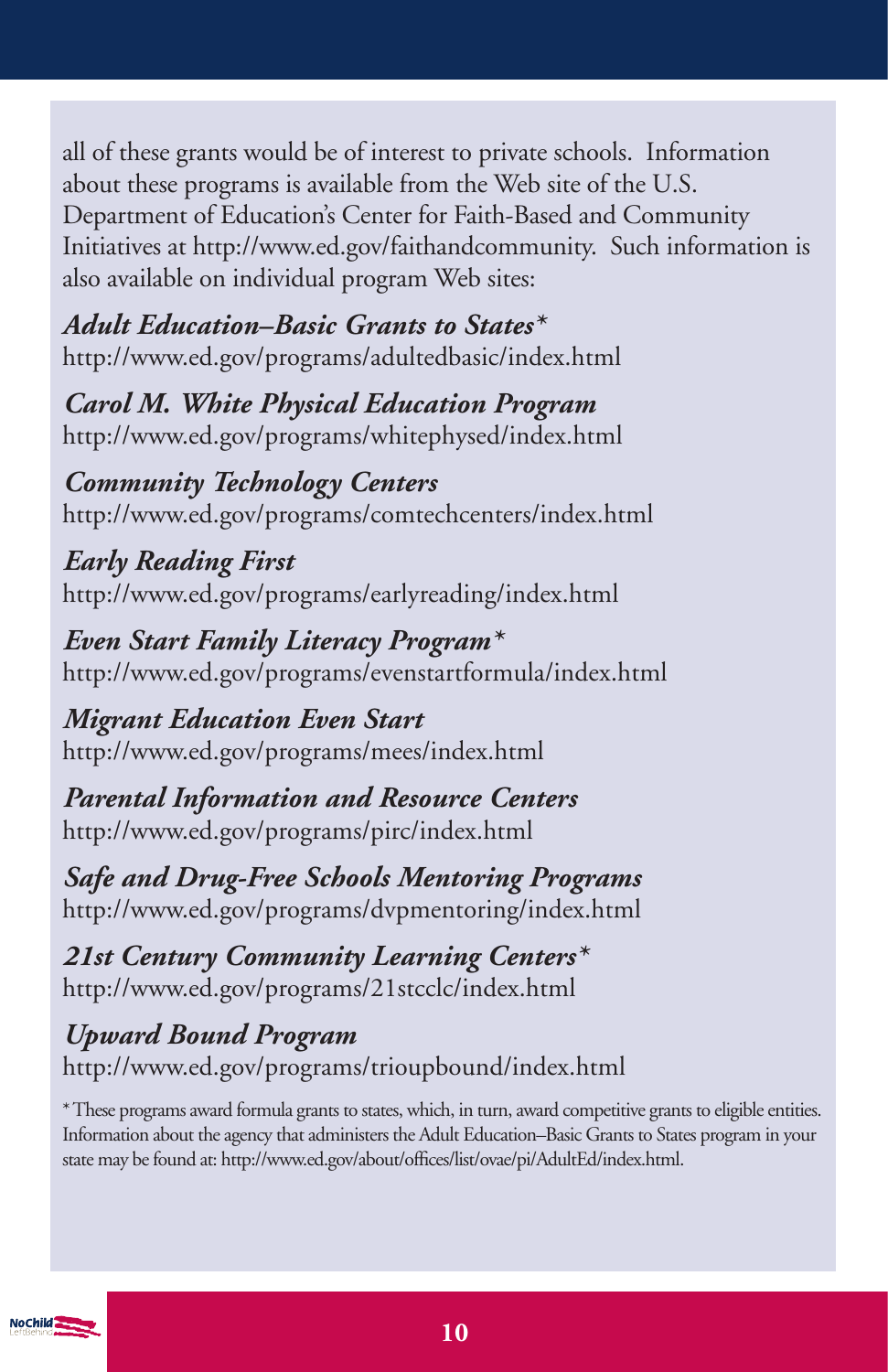all of these grants would be of interest to private schools. Information about these programs is available from the Web site of the U.S. Department of Education's Center for Faith-Based and Community Initiatives at http://www.ed.gov/faithandcommunity. Such information is also available on individual program Web sites:

***Adult Education–Basic Grants to States****
http://www.ed.gov/programs/adultedbasic/index.html

***Carol M. White Physical Education Program***
http://www.ed.gov/programs/whitephysed/index.html

***Community Technology Centers***
http://www.ed.gov/programs/comtechcenters/index.html

***Early Reading First***
http://www.ed.gov/programs/earlyreading/index.html

***Even Start Family Literacy Program****
http://www.ed.gov/programs/evenstartformula/index.html

***Migrant Education Even Start***
http://www.ed.gov/programs/mees/index.html

***Parental Information and Resource Centers***
http://www.ed.gov/programs/pirc/index.html

***Safe and Drug-Free Schools Mentoring Programs***
http://www.ed.gov/programs/dvpmentoring/index.html

***21st Century Community Learning Centers****
http://www.ed.gov/programs/21stcclc/index.html

***Upward Bound Program***
http://www.ed.gov/programs/trioupbound/index.html

\* These programs award formula grants to states, which, in turn, award competitive grants to eligible entities. Information about the agency that administers the Adult Education–Basic Grants to States program in your state may be found at: http://www.ed.gov/about/offices/list/ovae/pi/AdultEd/index.html.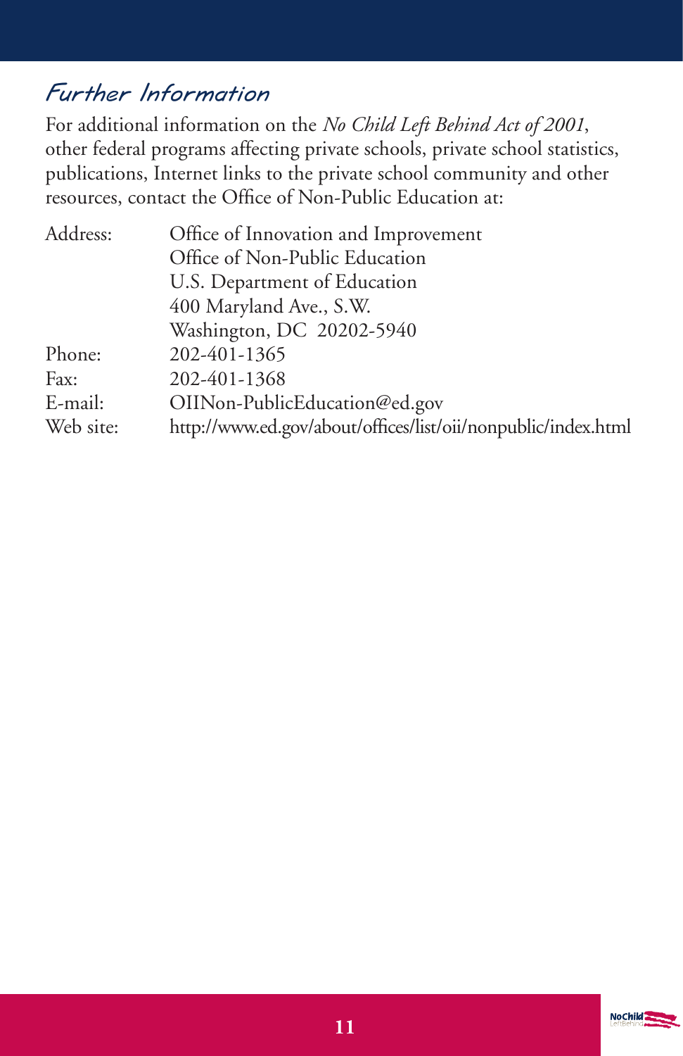## Further Information

For additional information on the *No Child Left Behind Act of 2001*, other federal programs affecting private schools, private school statistics, publications, Internet links to the private school community and other resources, contact the Office of Non-Public Education at:

| | |
|---|---|
| Address: | Office of Innovation and Improvement<br>Office of Non-Public Education<br>U.S. Department of Education<br>400 Maryland Ave., S.W.<br>Washington, DC 20202-5940 |
| Phone: | 202-401-1365 |
| Fax: | 202-401-1368 |
| E-mail: | OIINon-PublicEducation@ed.gov |
| Web site: | http://www.ed.gov/about/offices/list/oii/nonpublic/index.html |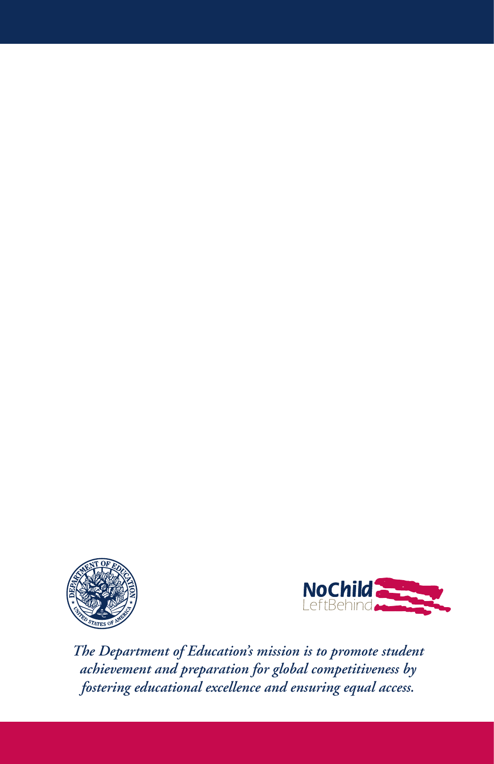NoChild LeftBehind

*The Department of Education's mission is to promote student achievement and preparation for global competitiveness by fostering educational excellence and ensuring equal access.*